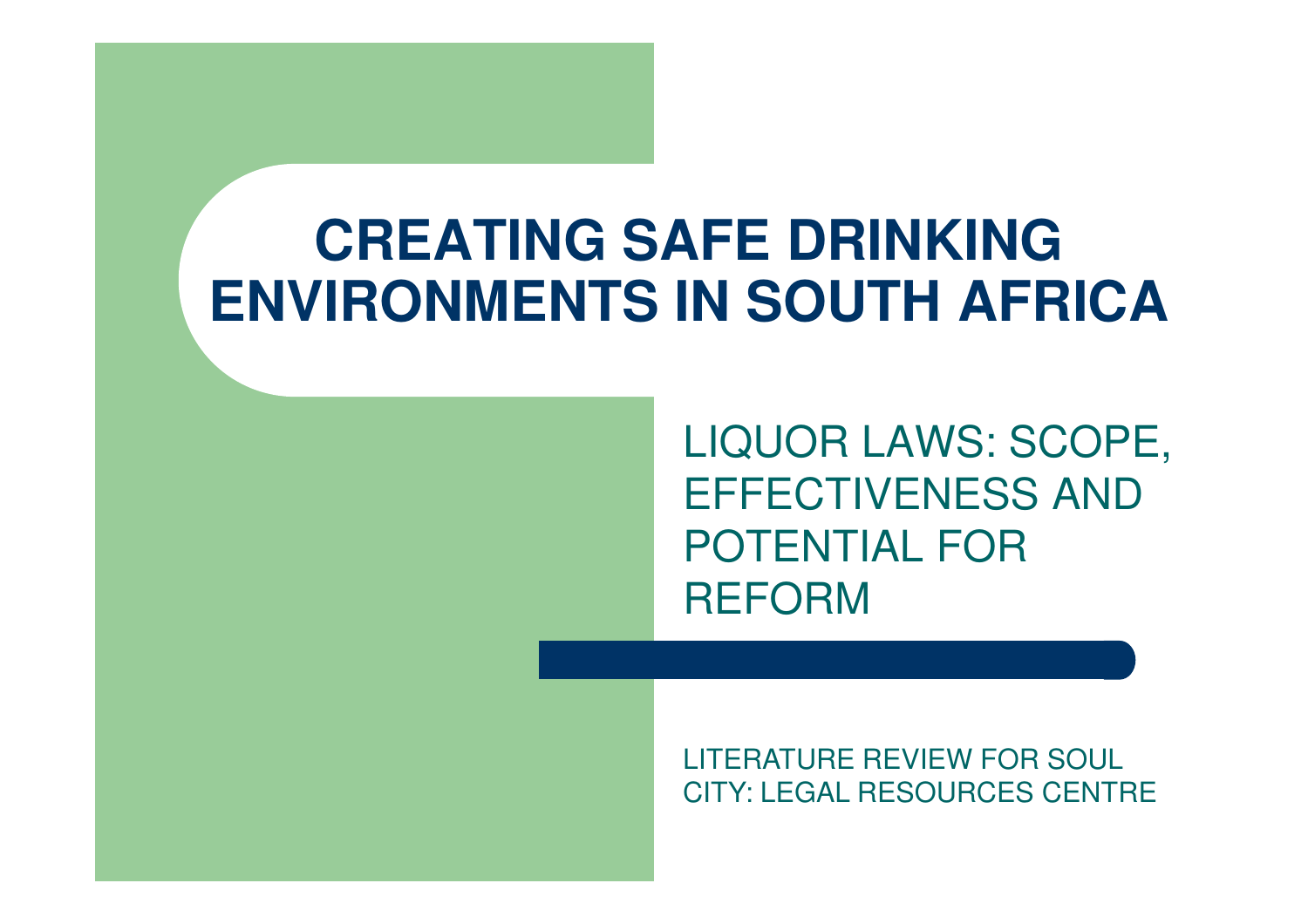# CREATING SAFE DRINKING ENVIRONMENTS IN SOUTH AFRICA

## LIQUOR LAWS: SCOPE, EFFECTIVENESS AND POTENTIAL FOR REFORM

LITERATURE REVIEW FOR SOUL CITY: LEGAL RESOURCES CENTRE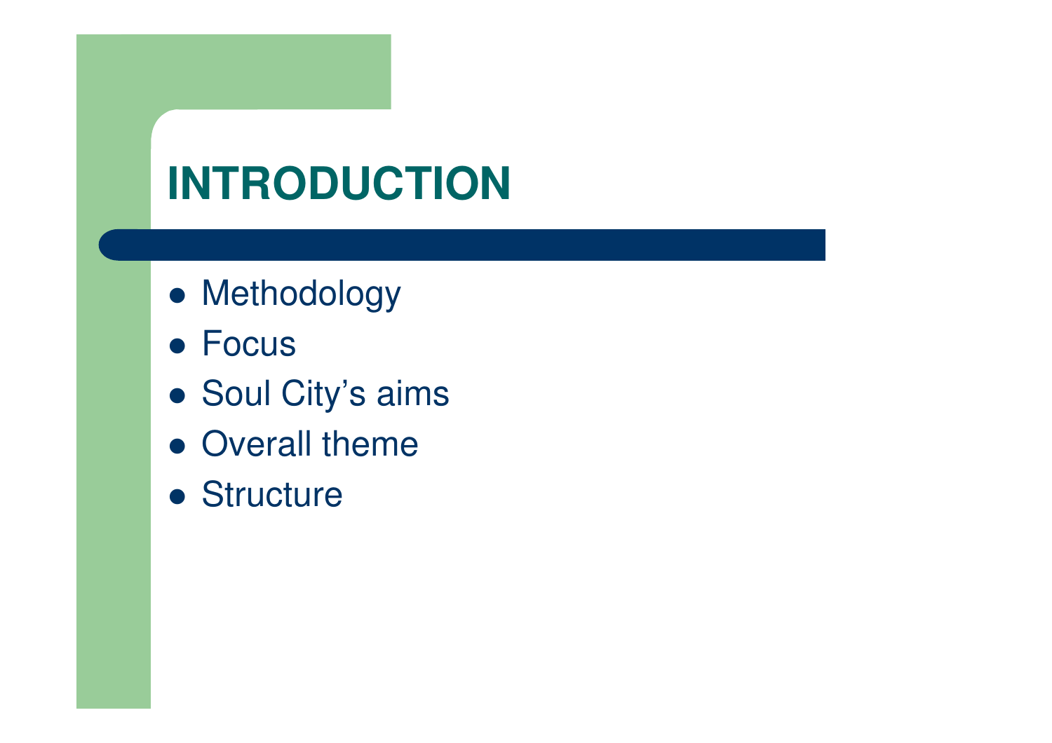# INTRODUCTION

- Methodology
- Focus
- Soul City's aims
- Overall theme
- Structure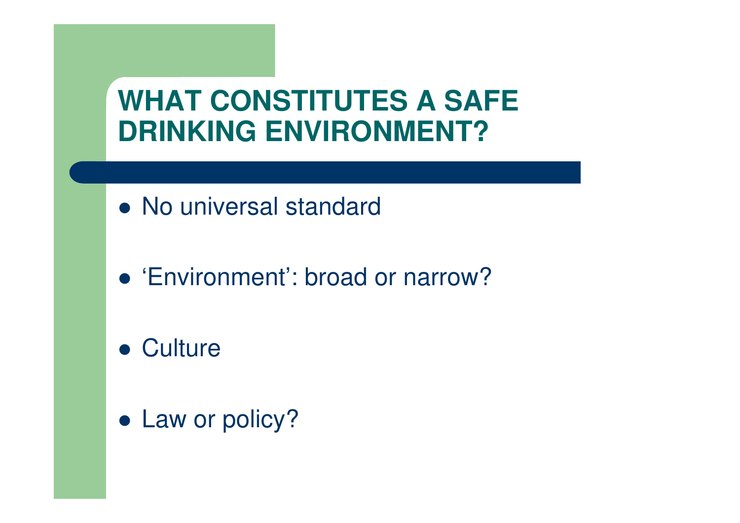# WHAT CONSTITUTES A SAFE DRINKING ENVIRONMENT?

- No universal standard
- ‘Environment’: broad or narrow?
- Culture
- Law or policy?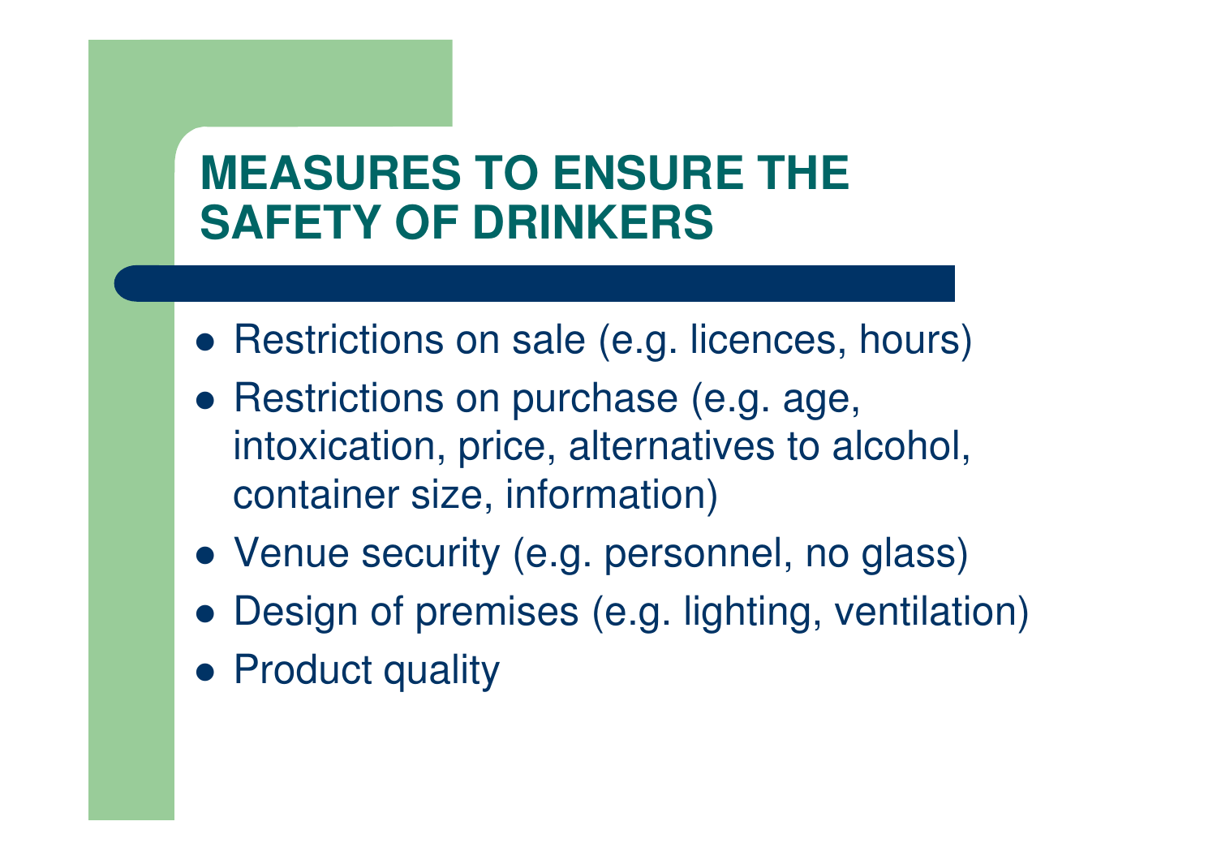# MEASURES TO ENSURE THE SAFETY OF DRINKERS

- Restrictions on sale (e.g. licences, hours)
- Restrictions on purchase (e.g. age, intoxication, price, alternatives to alcohol, container size, information)
- Venue security (e.g. personnel, no glass)
- Design of premises (e.g. lighting, ventilation)
- Product quality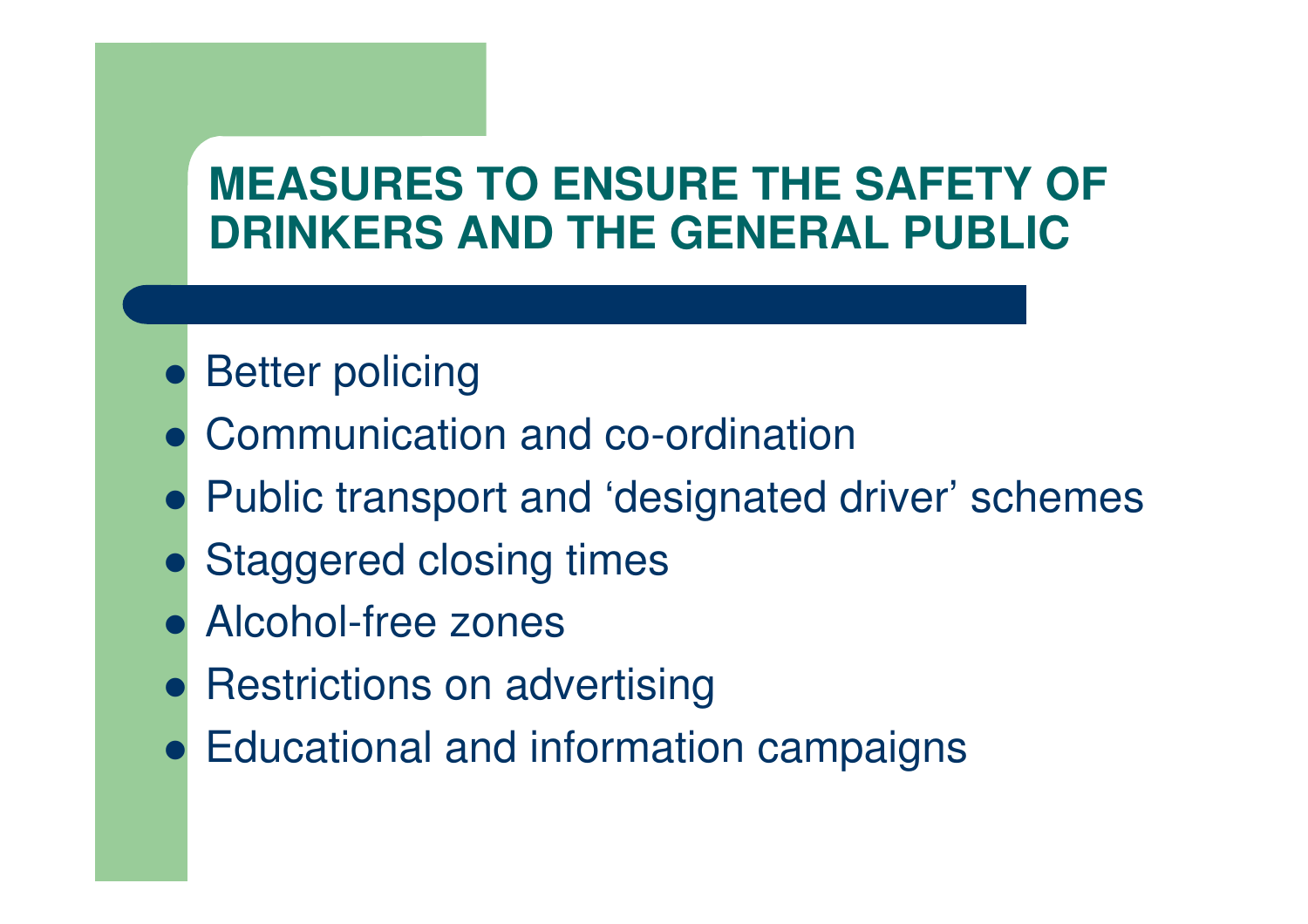# MEASURES TO ENSURE THE SAFETY OF DRINKERS AND THE GENERAL PUBLIC

- Better policing
- Communication and co-ordination
- Public transport and 'designated driver' schemes
- Staggered closing times
- Alcohol-free zones
- Restrictions on advertising
- Educational and information campaigns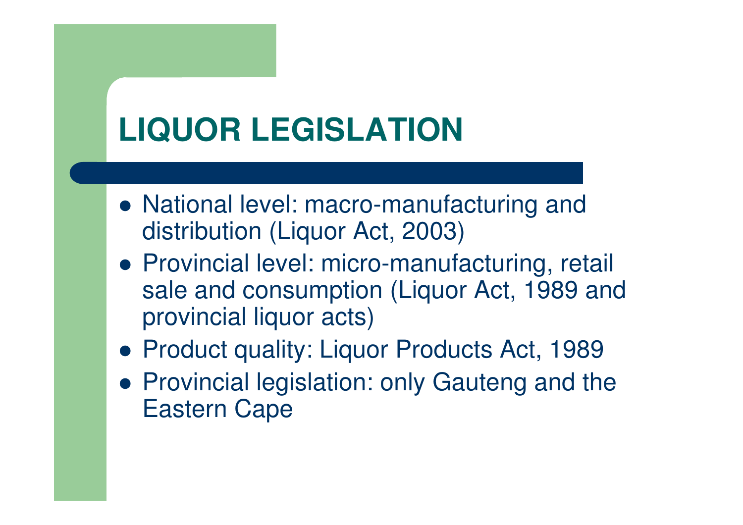# LIQUOR LEGISLATION

- National level: macro-manufacturing and distribution (Liquor Act, 2003)
- Provincial level: micro-manufacturing, retail sale and consumption (Liquor Act, 1989 and provincial liquor acts)
- Product quality: Liquor Products Act, 1989
- Provincial legislation: only Gauteng and the Eastern Cape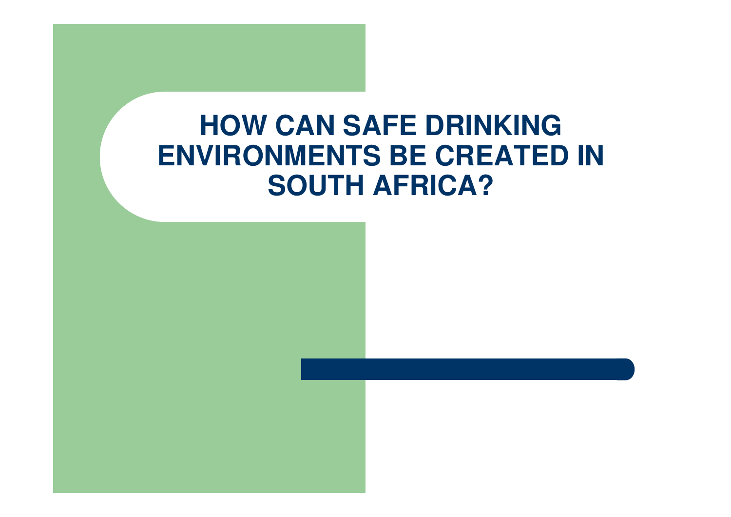# HOW CAN SAFE DRINKING ENVIRONMENTS BE CREATED IN SOUTH AFRICA?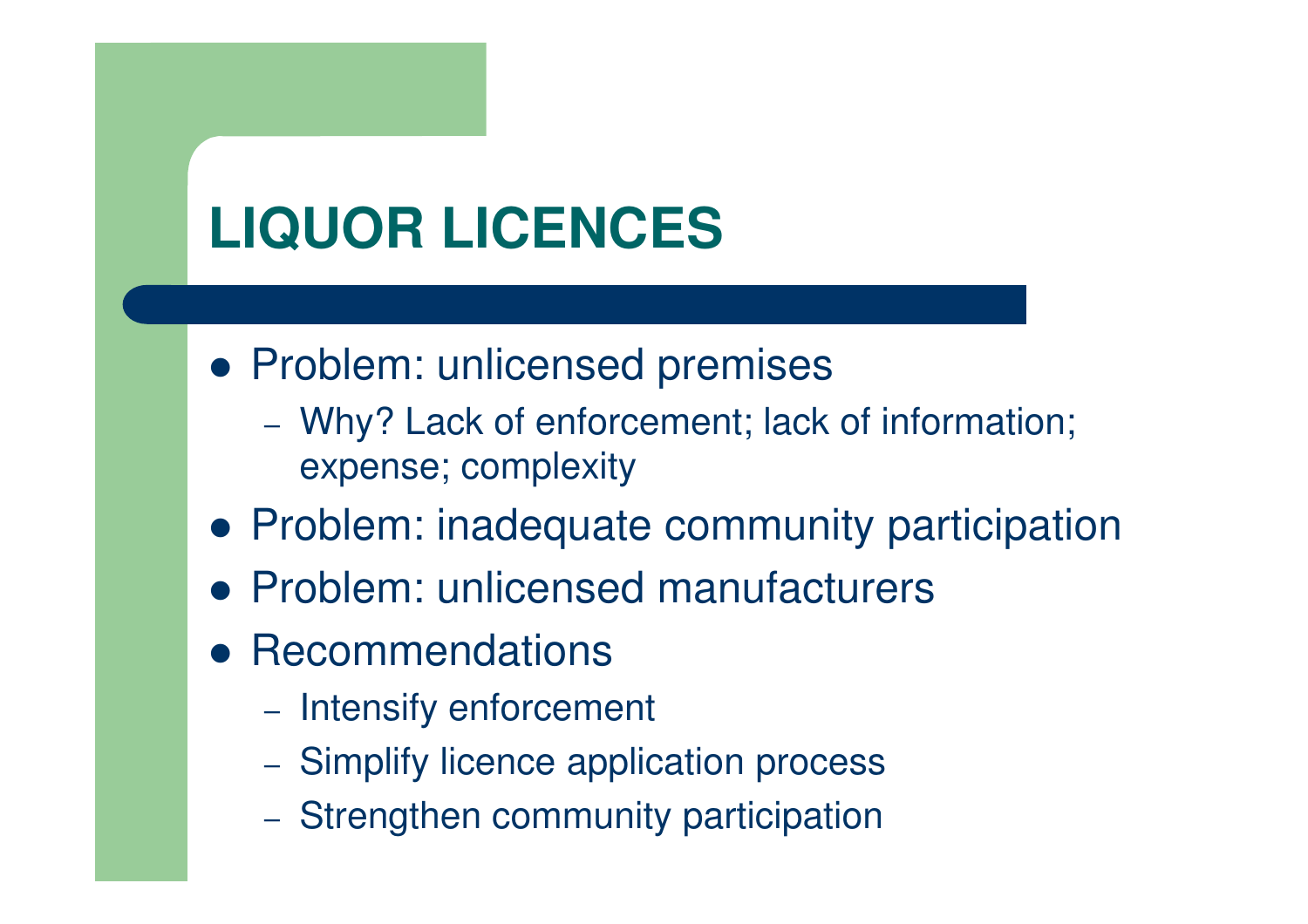# LIQUOR LICENCES

- Problem: unlicensed premises
  - Why? Lack of enforcement; lack of information; expense; complexity
- Problem: inadequate community participation
- Problem: unlicensed manufacturers
- Recommendations
  - Intensify enforcement
  - Simplify licence application process
  - Strengthen community participation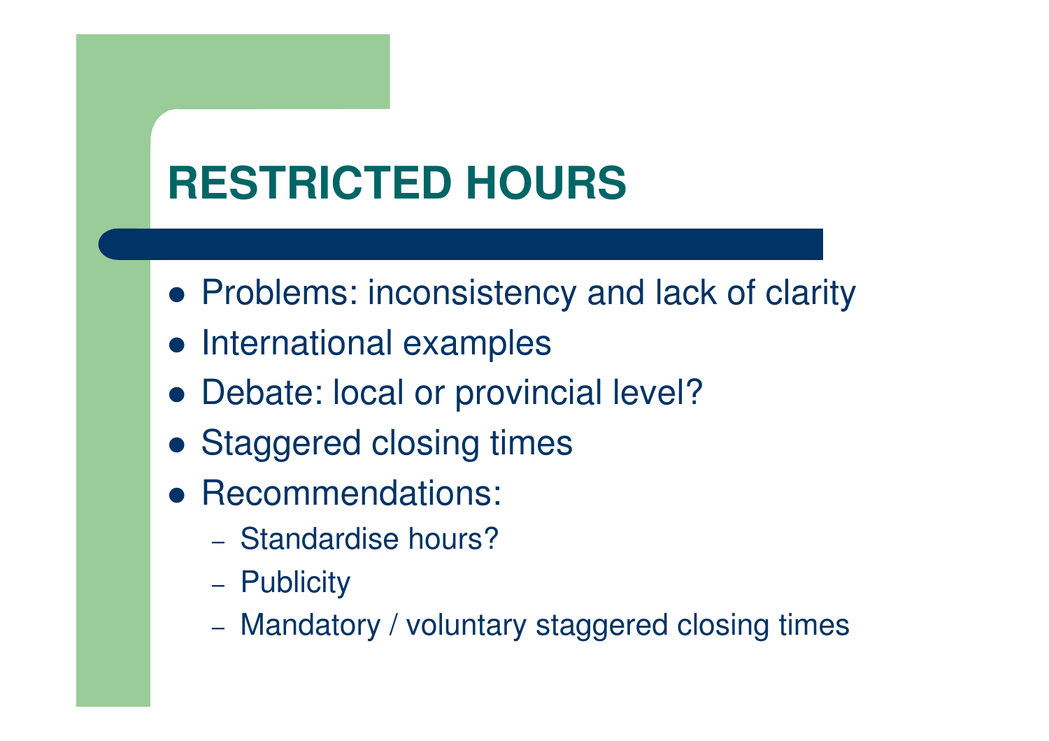# RESTRICTED HOURS

- Problems: inconsistency and lack of clarity
- International examples
- Debate: local or provincial level?
- Staggered closing times
- Recommendations:
  - Standardise hours?
  - Publicity
  - Mandatory / voluntary staggered closing times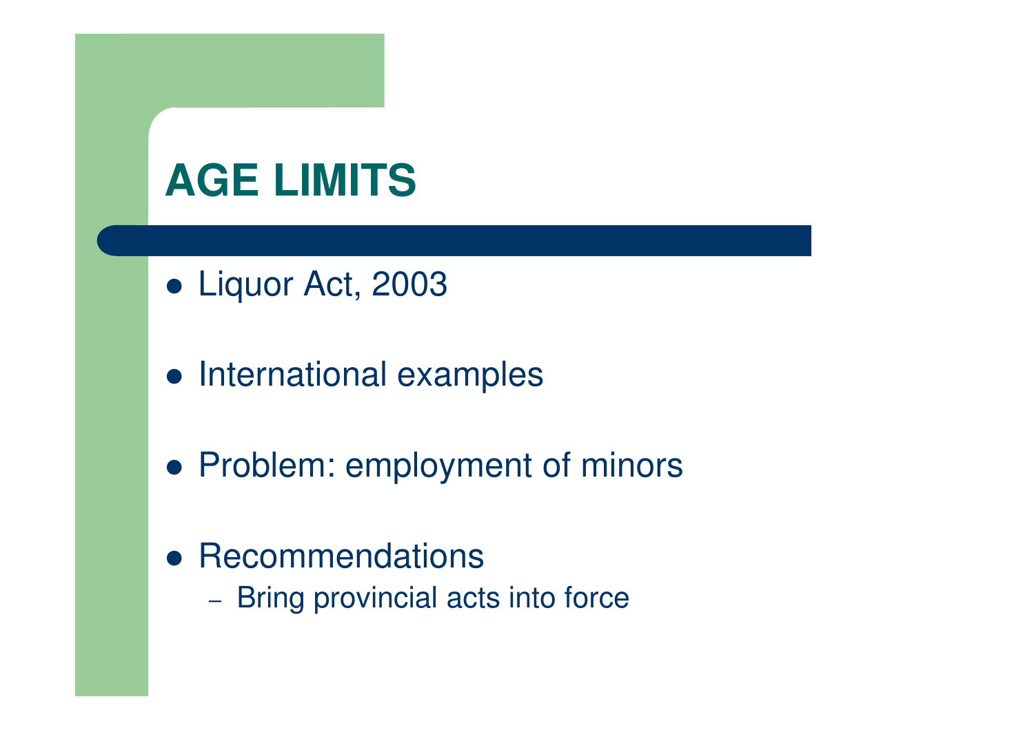# AGE LIMITS

- Liquor Act, 2003
- International examples
- Problem: employment of minors
- Recommendations
  - Bring provincial acts into force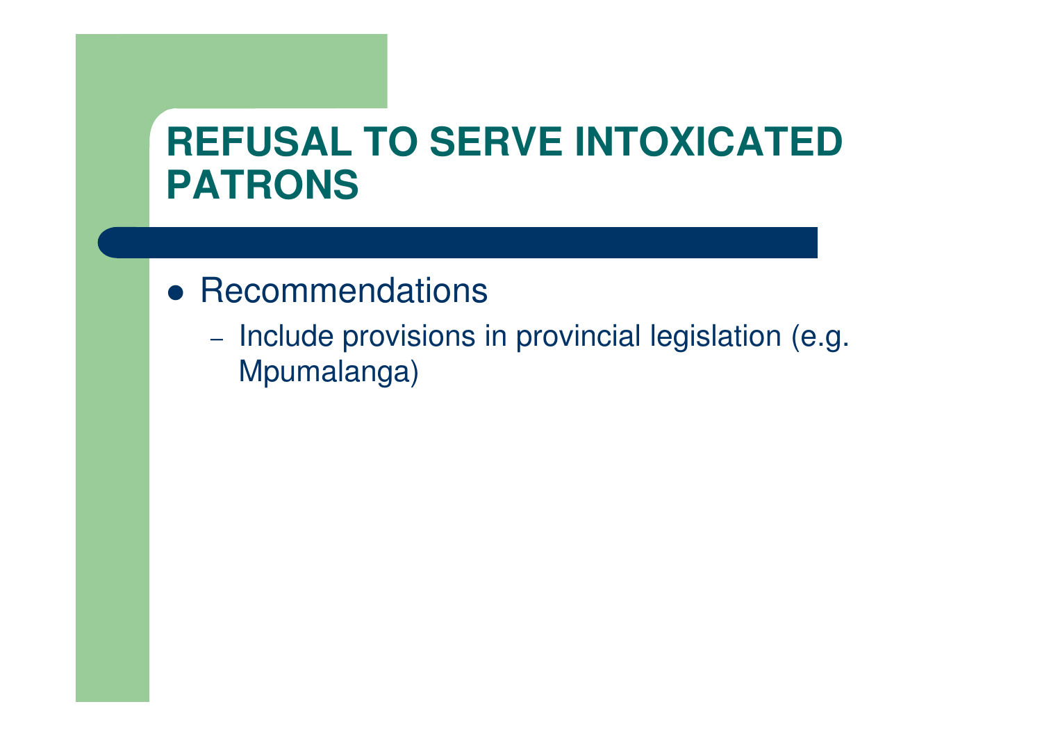# REFUSAL TO SERVE INTOXICATED PATRONS

- Recommendations
  - Include provisions in provincial legislation (e.g. Mpumalanga)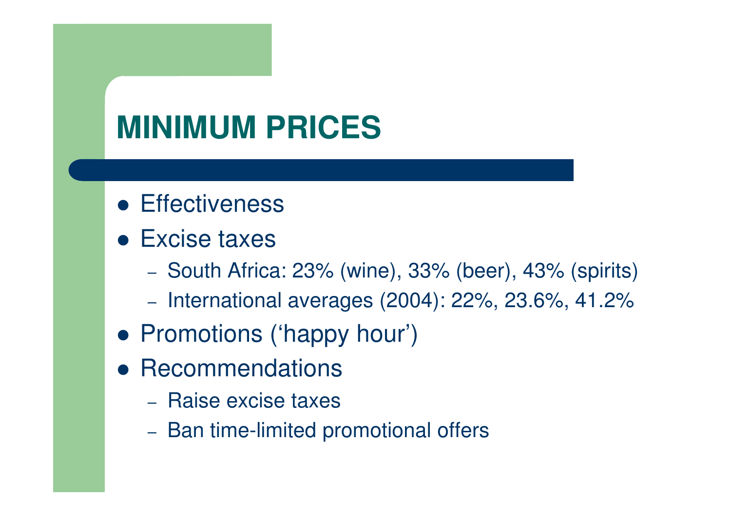# MINIMUM PRICES

- Effectiveness
- Excise taxes
  - South Africa: 23% (wine), 33% (beer), 43% (spirits)
  - International averages (2004): 22%, 23.6%, 41.2%
- Promotions (‘happy hour’)
- Recommendations
  - Raise excise taxes
  - Ban time-limited promotional offers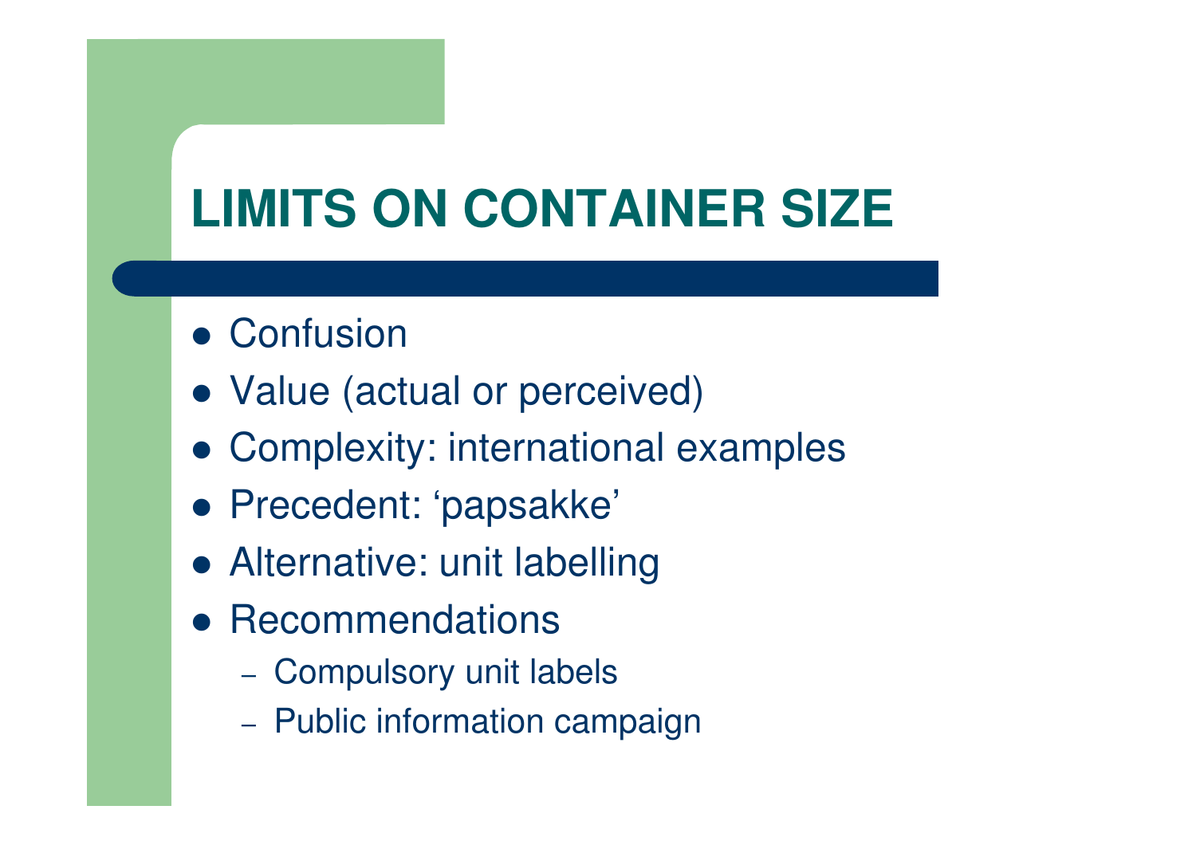# LIMITS ON CONTAINER SIZE

- Confusion
- Value (actual or perceived)
- Complexity: international examples
- Precedent: ‘papsakke’
- Alternative: unit labelling
- Recommendations
  - Compulsory unit labels
  - Public information campaign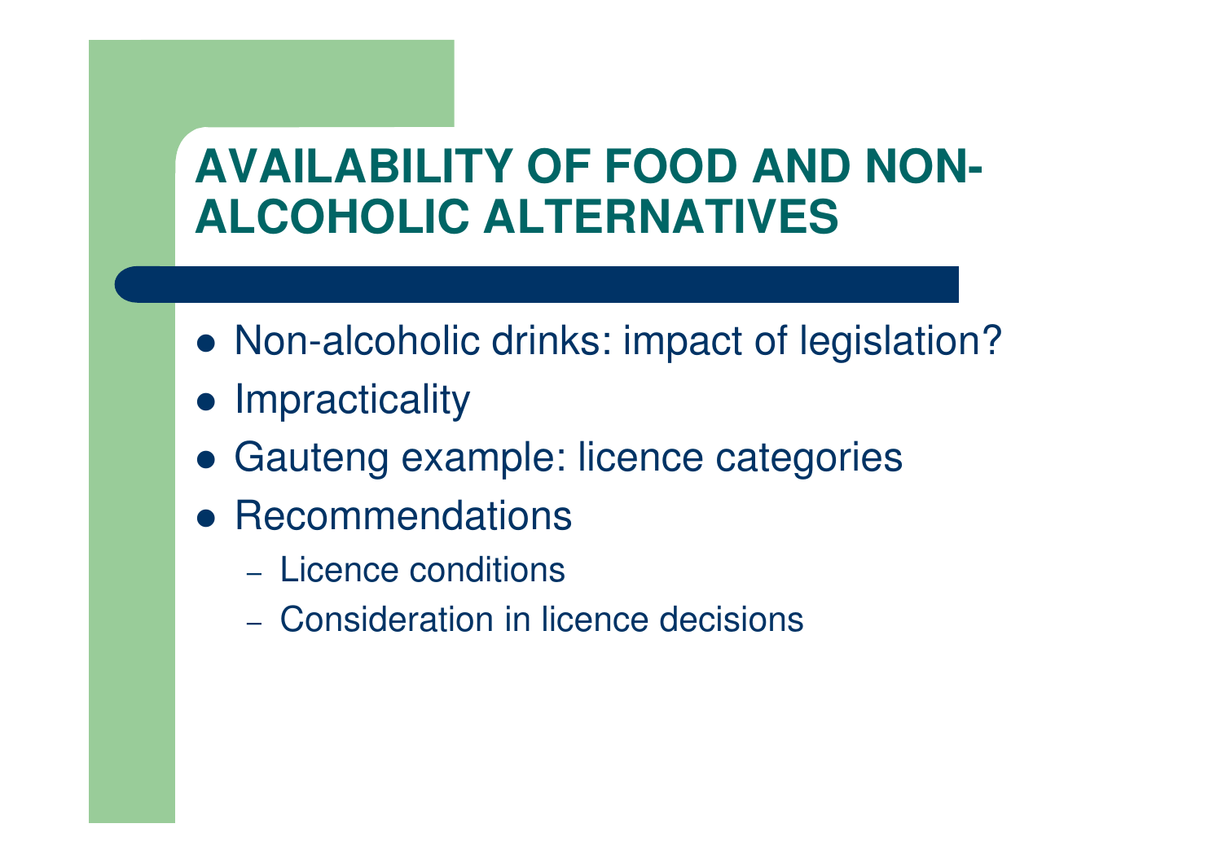# AVAILABILITY OF FOOD AND NON-ALCOHOLIC ALTERNATIVES

- Non-alcoholic drinks: impact of legislation?
- Impracticality
- Gauteng example: licence categories
- Recommendations
  - Licence conditions
  - Consideration in licence decisions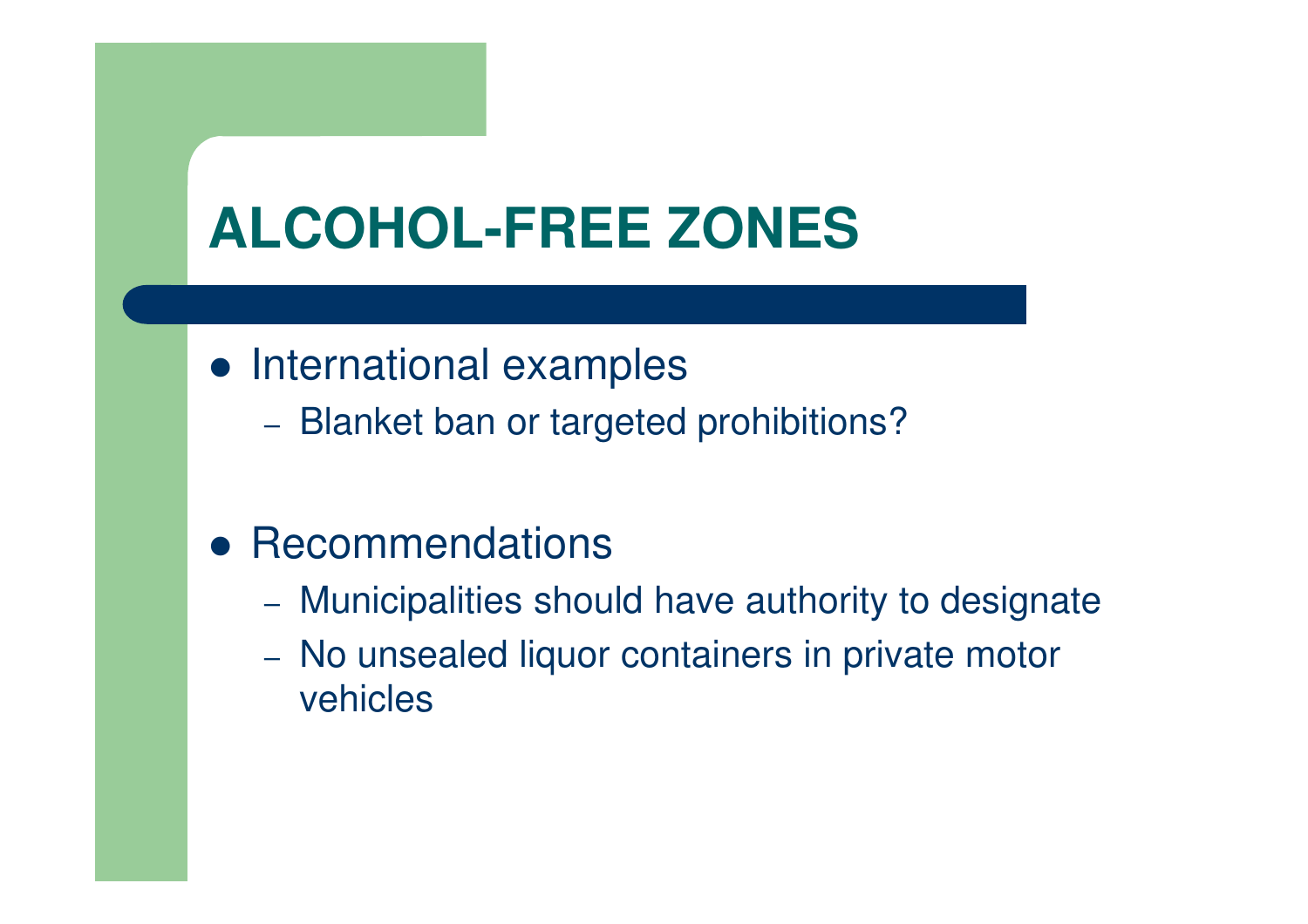# ALCOHOL-FREE ZONES

- International examples
  - Blanket ban or targeted prohibitions?

- Recommendations
  - Municipalities should have authority to designate
  - No unsealed liquor containers in private motor vehicles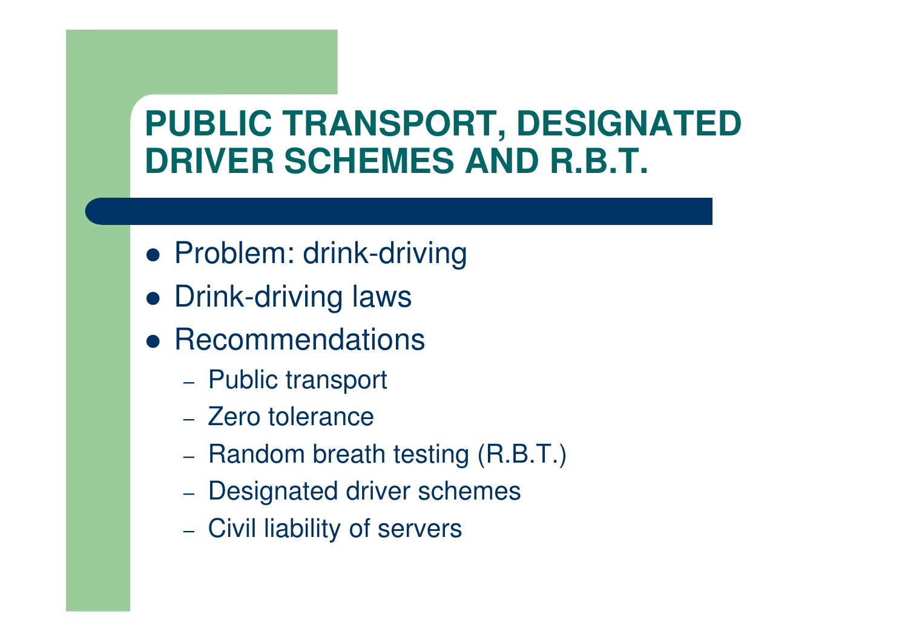# PUBLIC TRANSPORT, DESIGNATED DRIVER SCHEMES AND R.B.T.

- Problem: drink-driving
- Drink-driving laws
- Recommendations
  - Public transport
  - Zero tolerance
  - Random breath testing (R.B.T.)
  - Designated driver schemes
  - Civil liability of servers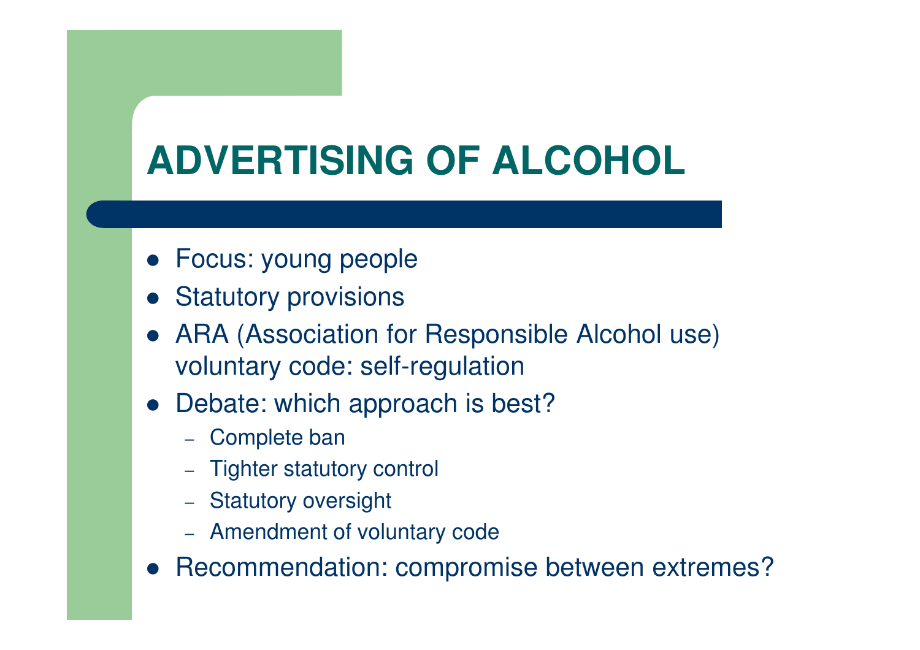# ADVERTISING OF ALCOHOL

- Focus: young people
- Statutory provisions
- ARA (Association for Responsible Alcohol use) voluntary code: self-regulation
- Debate: which approach is best?
  - Complete ban
  - Tighter statutory control
  - Statutory oversight
  - Amendment of voluntary code
- Recommendation: compromise between extremes?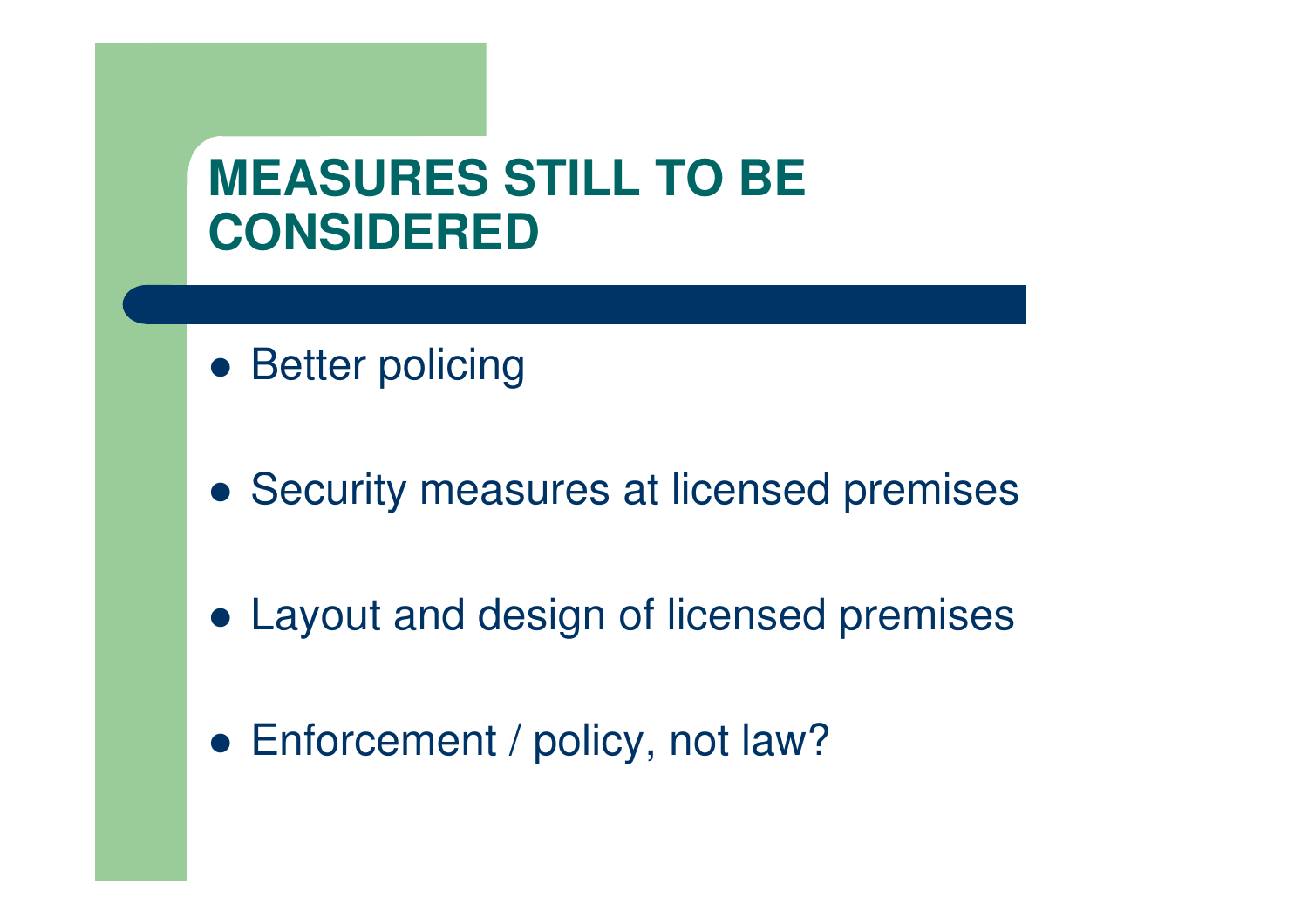# MEASURES STILL TO BE CONSIDERED

- Better policing
- Security measures at licensed premises
- Layout and design of licensed premises
- Enforcement / policy, not law?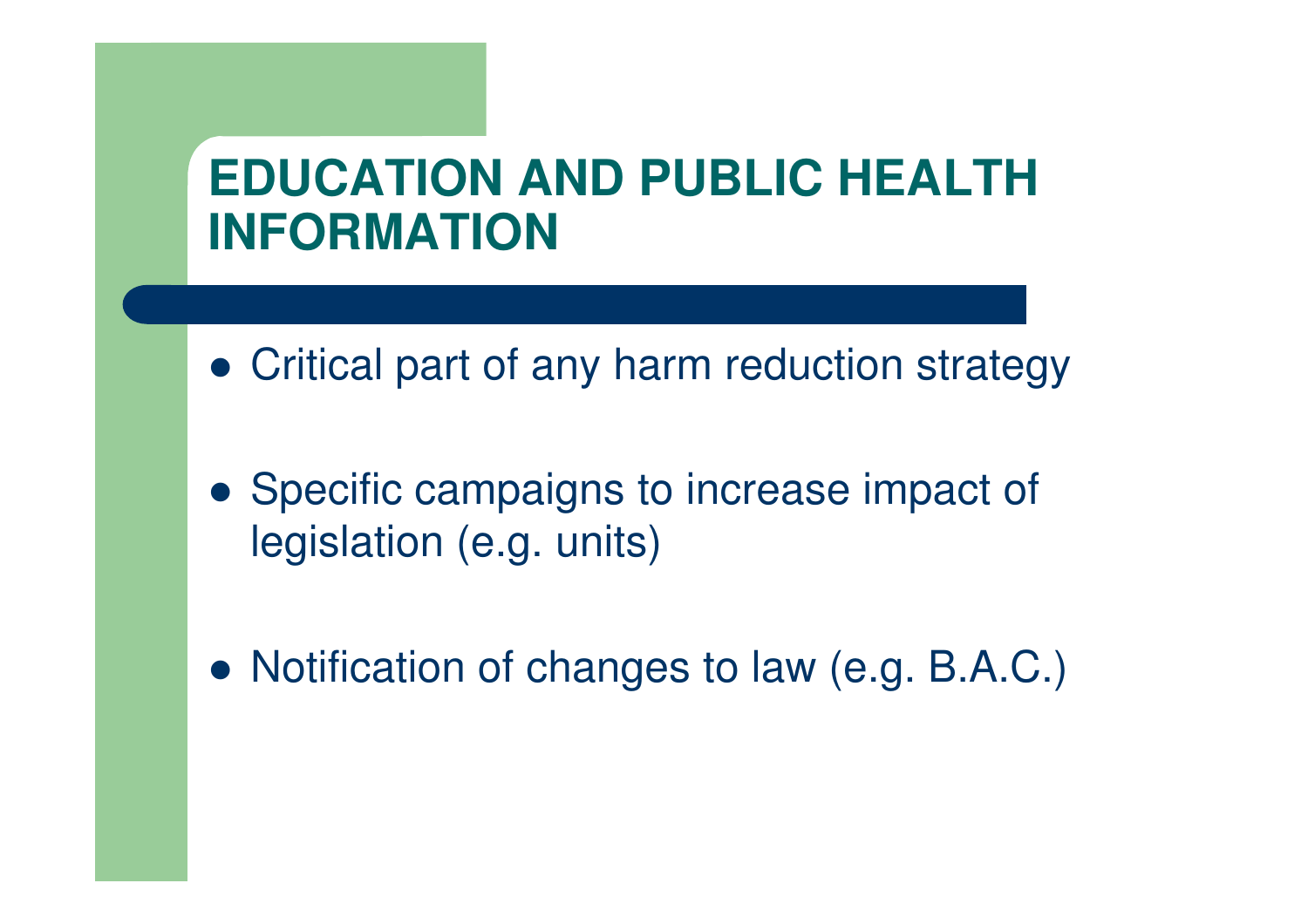# EDUCATION AND PUBLIC HEALTH INFORMATION

- Critical part of any harm reduction strategy
- Specific campaigns to increase impact of legislation (e.g. units)
- Notification of changes to law (e.g. B.A.C.)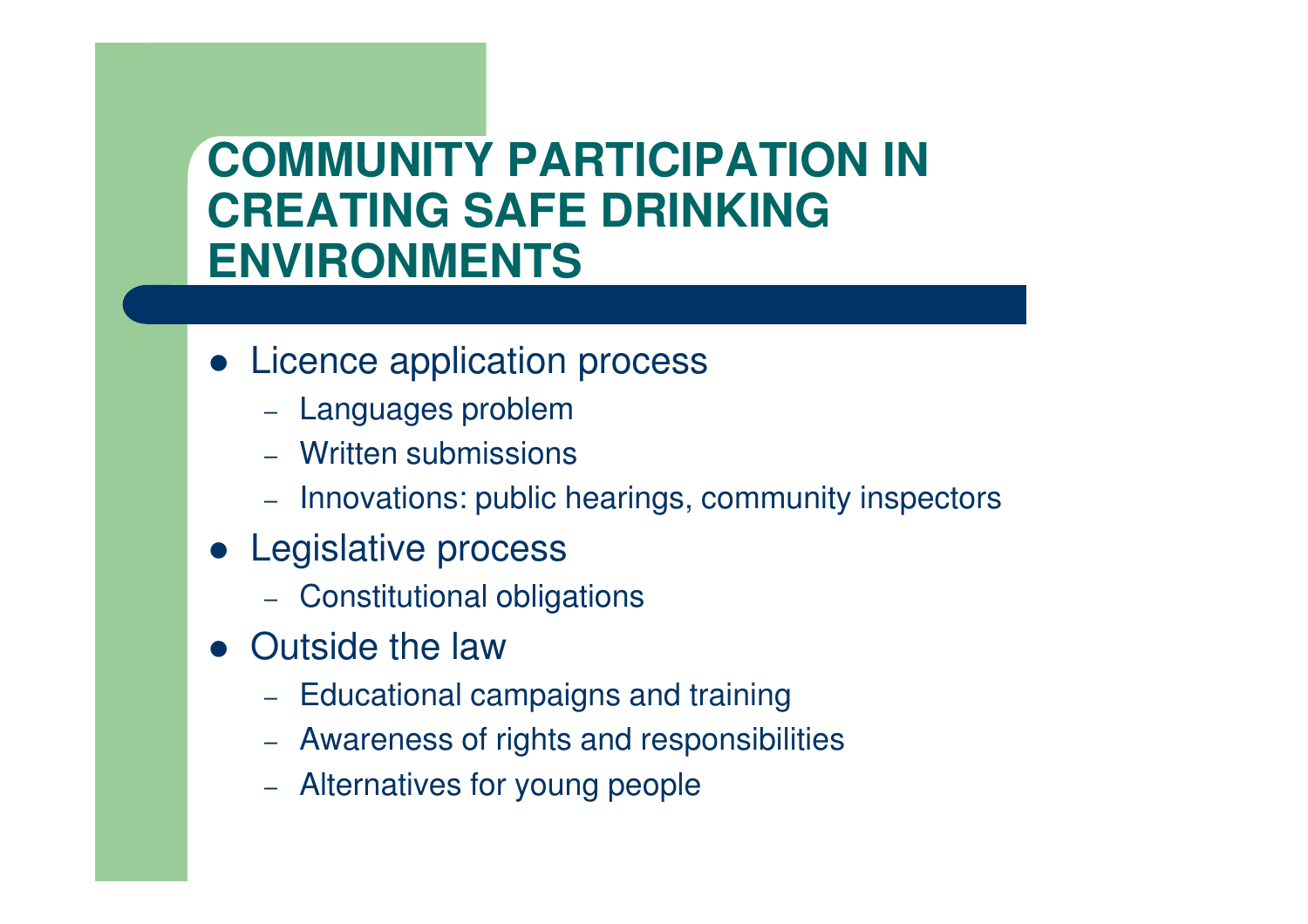# COMMUNITY PARTICIPATION IN CREATING SAFE DRINKING ENVIRONMENTS

- Licence application process
  - Languages problem
  - Written submissions
  - Innovations: public hearings, community inspectors
- Legislative process
  - Constitutional obligations
- Outside the law
  - Educational campaigns and training
  - Awareness of rights and responsibilities
  - Alternatives for young people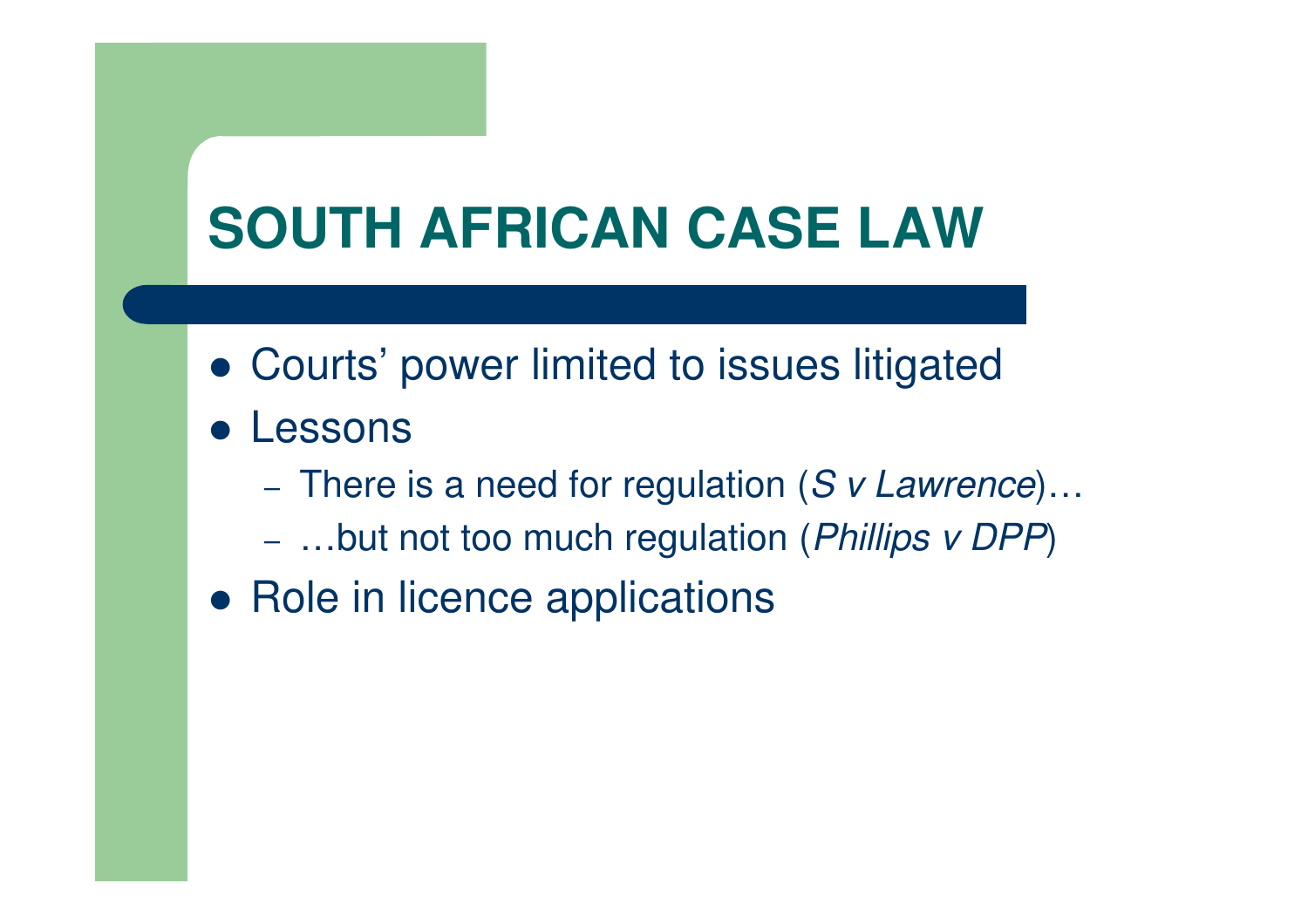# SOUTH AFRICAN CASE LAW

- Courts' power limited to issues litigated
- Lessons
  - There is a need for regulation (*S v Lawrence*)…
  - …but not too much regulation (*Phillips v DPP*)
- Role in licence applications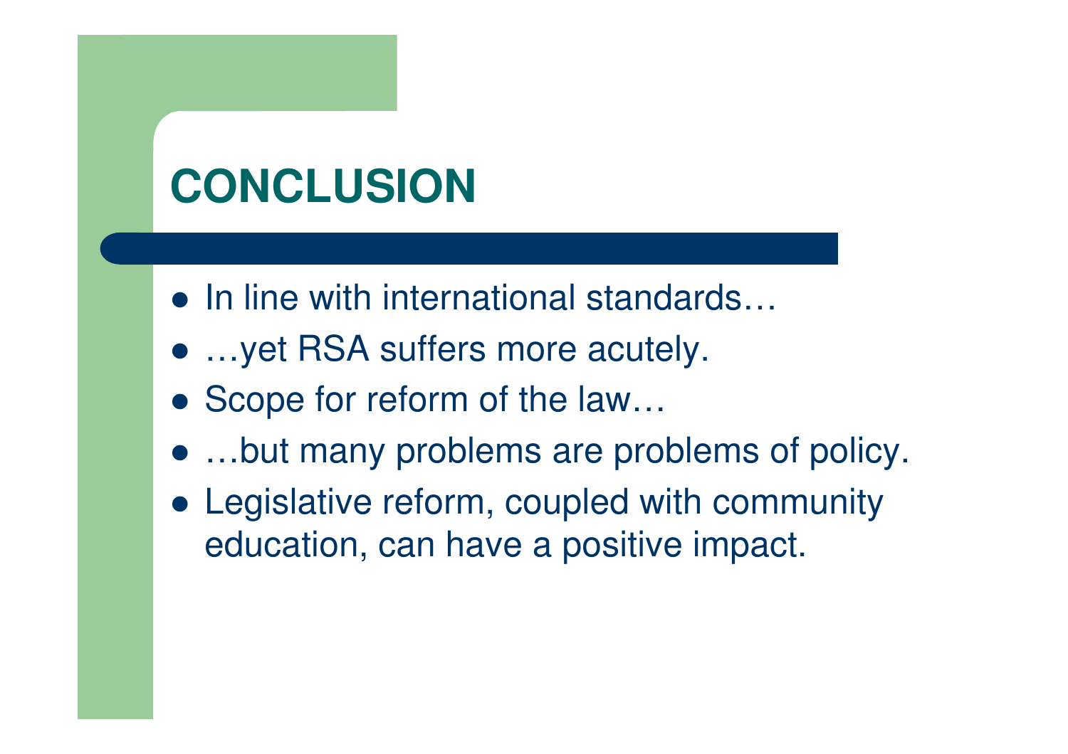# CONCLUSION

- In line with international standards…
- …yet RSA suffers more acutely.
- Scope for reform of the law…
- …but many problems are problems of policy.
- Legislative reform, coupled with community education, can have a positive impact.